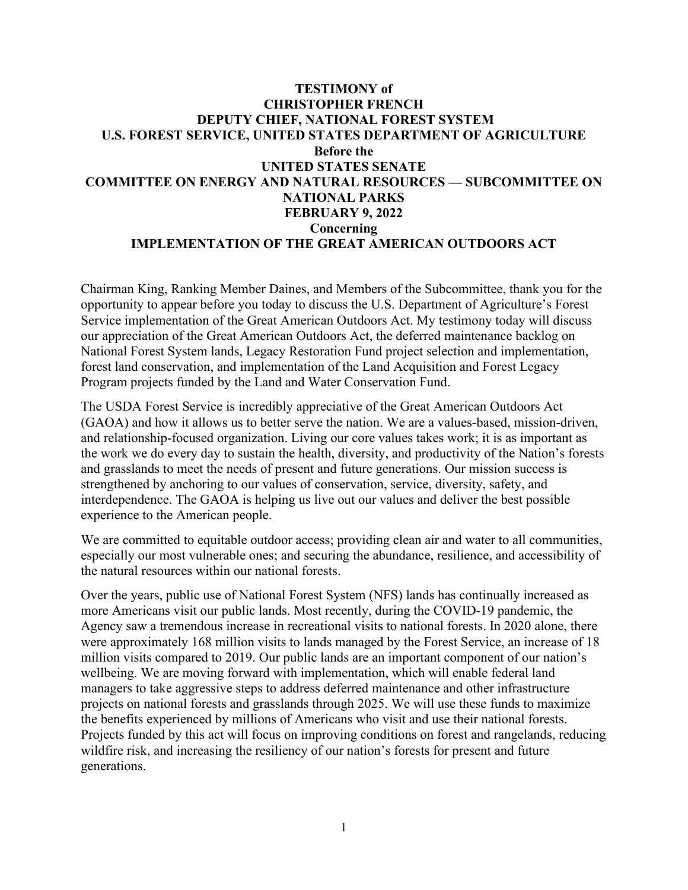**TESTIMONY of**
**CHRISTOPHER FRENCH**
**DEPUTY CHIEF, NATIONAL FOREST SYSTEM**
**U.S. FOREST SERVICE, UNITED STATES DEPARTMENT OF AGRICULTURE**
**Before the**
**UNITED STATES SENATE**
**COMMITTEE ON ENERGY AND NATURAL RESOURCES — SUBCOMMITTEE ON NATIONAL PARKS**
**FEBRUARY 9, 2022**
**Concerning**
**IMPLEMENTATION OF THE GREAT AMERICAN OUTDOORS ACT**

Chairman King, Ranking Member Daines, and Members of the Subcommittee, thank you for the opportunity to appear before you today to discuss the U.S. Department of Agriculture's Forest Service implementation of the Great American Outdoors Act. My testimony today will discuss our appreciation of the Great American Outdoors Act, the deferred maintenance backlog on National Forest System lands, Legacy Restoration Fund project selection and implementation, forest land conservation, and implementation of the Land Acquisition and Forest Legacy Program projects funded by the Land and Water Conservation Fund.

The USDA Forest Service is incredibly appreciative of the Great American Outdoors Act (GAOA) and how it allows us to better serve the nation. We are a values-based, mission-driven, and relationship-focused organization. Living our core values takes work; it is as important as the work we do every day to sustain the health, diversity, and productivity of the Nation's forests and grasslands to meet the needs of present and future generations. Our mission success is strengthened by anchoring to our values of conservation, service, diversity, safety, and interdependence. The GAOA is helping us live out our values and deliver the best possible experience to the American people.

We are committed to equitable outdoor access; providing clean air and water to all communities, especially our most vulnerable ones; and securing the abundance, resilience, and accessibility of the natural resources within our national forests.

Over the years, public use of National Forest System (NFS) lands has continually increased as more Americans visit our public lands. Most recently, during the COVID-19 pandemic, the Agency saw a tremendous increase in recreational visits to national forests. In 2020 alone, there were approximately 168 million visits to lands managed by the Forest Service, an increase of 18 million visits compared to 2019. Our public lands are an important component of our nation's wellbeing. We are moving forward with implementation, which will enable federal land managers to take aggressive steps to address deferred maintenance and other infrastructure projects on national forests and grasslands through 2025. We will use these funds to maximize the benefits experienced by millions of Americans who visit and use their national forests. Projects funded by this act will focus on improving conditions on forest and rangelands, reducing wildfire risk, and increasing the resiliency of our nation's forests for present and future generations.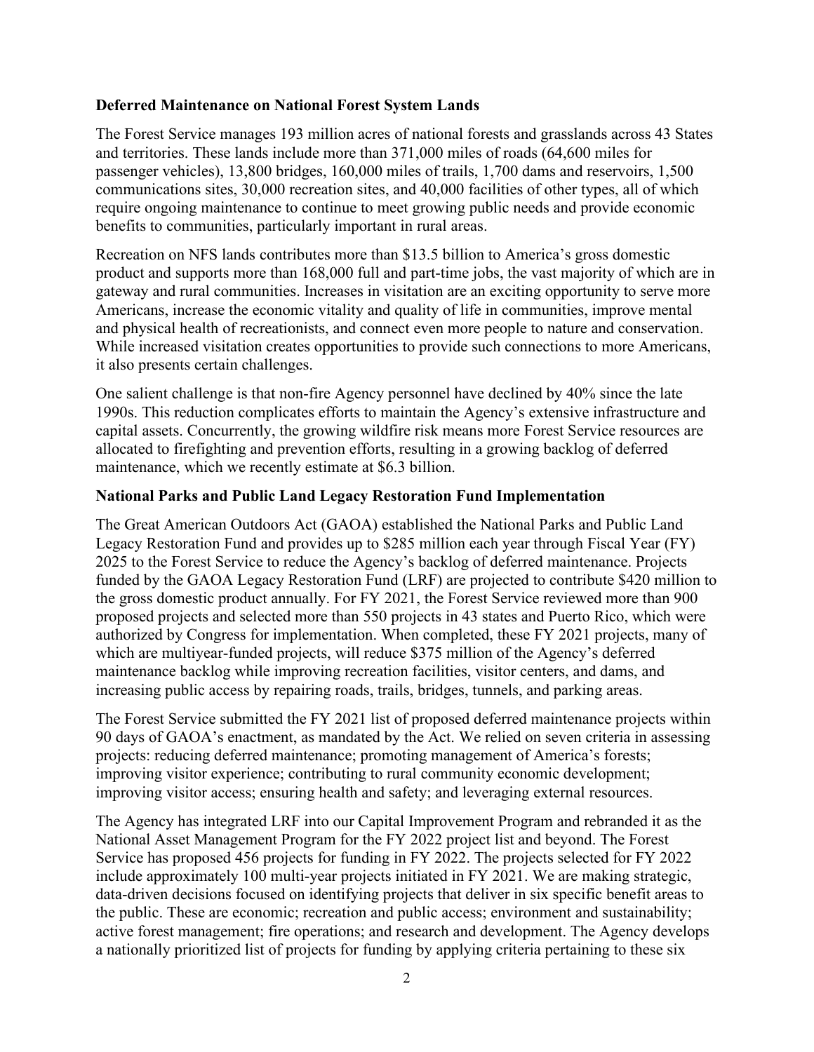**Deferred Maintenance on National Forest System Lands**

The Forest Service manages 193 million acres of national forests and grasslands across 43 States and territories. These lands include more than 371,000 miles of roads (64,600 miles for passenger vehicles), 13,800 bridges, 160,000 miles of trails, 1,700 dams and reservoirs, 1,500 communications sites, 30,000 recreation sites, and 40,000 facilities of other types, all of which require ongoing maintenance to continue to meet growing public needs and provide economic benefits to communities, particularly important in rural areas.

Recreation on NFS lands contributes more than $13.5 billion to America's gross domestic product and supports more than 168,000 full and part-time jobs, the vast majority of which are in gateway and rural communities. Increases in visitation are an exciting opportunity to serve more Americans, increase the economic vitality and quality of life in communities, improve mental and physical health of recreationists, and connect even more people to nature and conservation. While increased visitation creates opportunities to provide such connections to more Americans, it also presents certain challenges.

One salient challenge is that non-fire Agency personnel have declined by 40% since the late 1990s. This reduction complicates efforts to maintain the Agency's extensive infrastructure and capital assets. Concurrently, the growing wildfire risk means more Forest Service resources are allocated to firefighting and prevention efforts, resulting in a growing backlog of deferred maintenance, which we recently estimate at $6.3 billion.

**National Parks and Public Land Legacy Restoration Fund Implementation**

The Great American Outdoors Act (GAOA) established the National Parks and Public Land Legacy Restoration Fund and provides up to $285 million each year through Fiscal Year (FY) 2025 to the Forest Service to reduce the Agency's backlog of deferred maintenance. Projects funded by the GAOA Legacy Restoration Fund (LRF) are projected to contribute $420 million to the gross domestic product annually. For FY 2021, the Forest Service reviewed more than 900 proposed projects and selected more than 550 projects in 43 states and Puerto Rico, which were authorized by Congress for implementation. When completed, these FY 2021 projects, many of which are multiyear-funded projects, will reduce $375 million of the Agency's deferred maintenance backlog while improving recreation facilities, visitor centers, and dams, and increasing public access by repairing roads, trails, bridges, tunnels, and parking areas.

The Forest Service submitted the FY 2021 list of proposed deferred maintenance projects within 90 days of GAOA's enactment, as mandated by the Act. We relied on seven criteria in assessing projects: reducing deferred maintenance; promoting management of America's forests; improving visitor experience; contributing to rural community economic development; improving visitor access; ensuring health and safety; and leveraging external resources.

The Agency has integrated LRF into our Capital Improvement Program and rebranded it as the National Asset Management Program for the FY 2022 project list and beyond. The Forest Service has proposed 456 projects for funding in FY 2022. The projects selected for FY 2022 include approximately 100 multi-year projects initiated in FY 2021. We are making strategic, data-driven decisions focused on identifying projects that deliver in six specific benefit areas to the public. These are economic; recreation and public access; environment and sustainability; active forest management; fire operations; and research and development. The Agency develops a nationally prioritized list of projects for funding by applying criteria pertaining to these six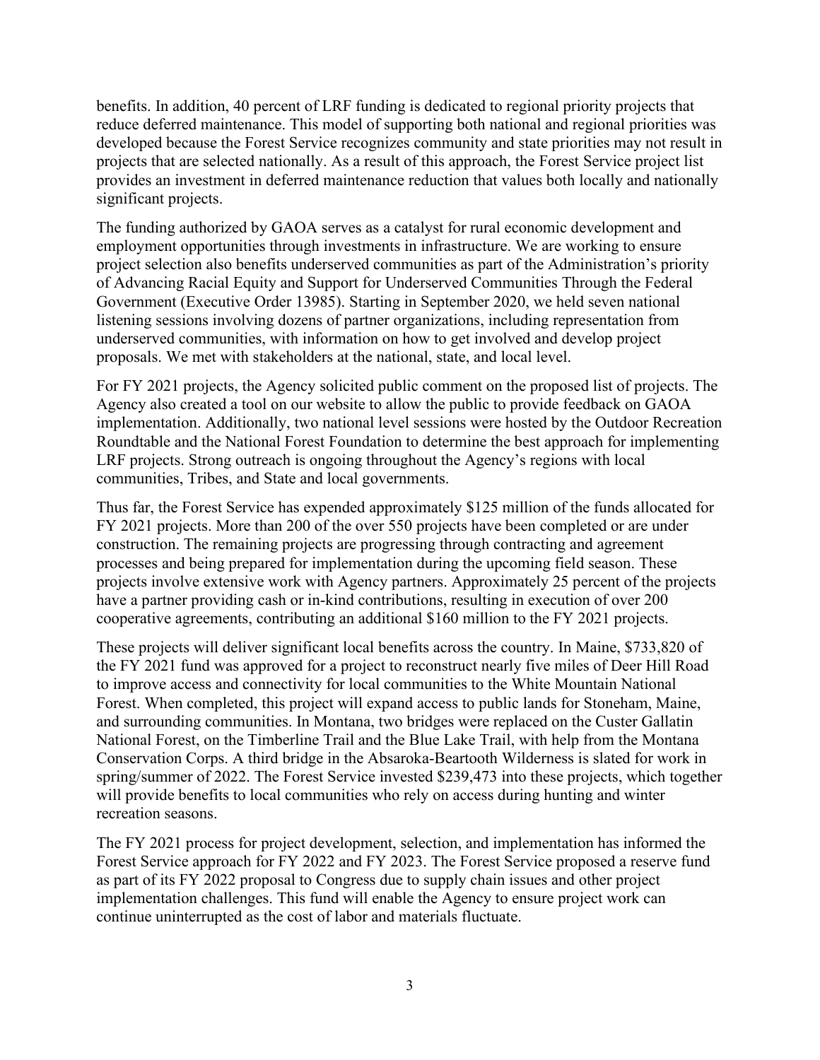benefits. In addition, 40 percent of LRF funding is dedicated to regional priority projects that reduce deferred maintenance. This model of supporting both national and regional priorities was developed because the Forest Service recognizes community and state priorities may not result in projects that are selected nationally. As a result of this approach, the Forest Service project list provides an investment in deferred maintenance reduction that values both locally and nationally significant projects.

The funding authorized by GAOA serves as a catalyst for rural economic development and employment opportunities through investments in infrastructure. We are working to ensure project selection also benefits underserved communities as part of the Administration's priority of Advancing Racial Equity and Support for Underserved Communities Through the Federal Government (Executive Order 13985). Starting in September 2020, we held seven national listening sessions involving dozens of partner organizations, including representation from underserved communities, with information on how to get involved and develop project proposals. We met with stakeholders at the national, state, and local level.

For FY 2021 projects, the Agency solicited public comment on the proposed list of projects. The Agency also created a tool on our website to allow the public to provide feedback on GAOA implementation. Additionally, two national level sessions were hosted by the Outdoor Recreation Roundtable and the National Forest Foundation to determine the best approach for implementing LRF projects. Strong outreach is ongoing throughout the Agency's regions with local communities, Tribes, and State and local governments.

Thus far, the Forest Service has expended approximately $125 million of the funds allocated for FY 2021 projects. More than 200 of the over 550 projects have been completed or are under construction. The remaining projects are progressing through contracting and agreement processes and being prepared for implementation during the upcoming field season. These projects involve extensive work with Agency partners. Approximately 25 percent of the projects have a partner providing cash or in-kind contributions, resulting in execution of over 200 cooperative agreements, contributing an additional $160 million to the FY 2021 projects.

These projects will deliver significant local benefits across the country. In Maine, $733,820 of the FY 2021 fund was approved for a project to reconstruct nearly five miles of Deer Hill Road to improve access and connectivity for local communities to the White Mountain National Forest. When completed, this project will expand access to public lands for Stoneham, Maine, and surrounding communities. In Montana, two bridges were replaced on the Custer Gallatin National Forest, on the Timberline Trail and the Blue Lake Trail, with help from the Montana Conservation Corps. A third bridge in the Absaroka-Beartooth Wilderness is slated for work in spring/summer of 2022. The Forest Service invested $239,473 into these projects, which together will provide benefits to local communities who rely on access during hunting and winter recreation seasons.

The FY 2021 process for project development, selection, and implementation has informed the Forest Service approach for FY 2022 and FY 2023. The Forest Service proposed a reserve fund as part of its FY 2022 proposal to Congress due to supply chain issues and other project implementation challenges. This fund will enable the Agency to ensure project work can continue uninterrupted as the cost of labor and materials fluctuate.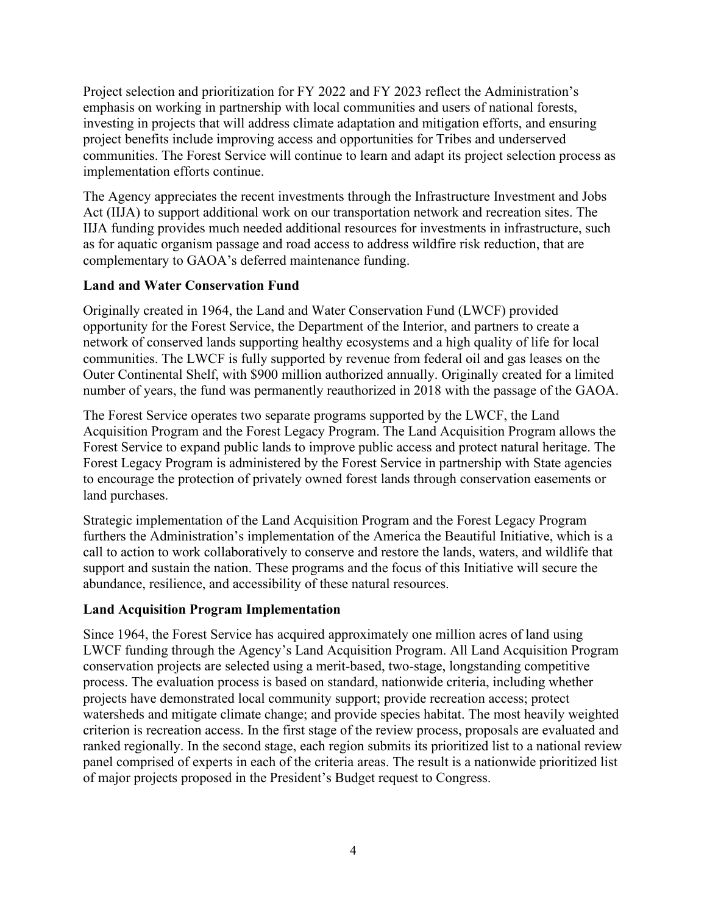Project selection and prioritization for FY 2022 and FY 2023 reflect the Administration's emphasis on working in partnership with local communities and users of national forests, investing in projects that will address climate adaptation and mitigation efforts, and ensuring project benefits include improving access and opportunities for Tribes and underserved communities. The Forest Service will continue to learn and adapt its project selection process as implementation efforts continue.

The Agency appreciates the recent investments through the Infrastructure Investment and Jobs Act (IIJA) to support additional work on our transportation network and recreation sites. The IIJA funding provides much needed additional resources for investments in infrastructure, such as for aquatic organism passage and road access to address wildfire risk reduction, that are complementary to GAOA's deferred maintenance funding.

**Land and Water Conservation Fund**

Originally created in 1964, the Land and Water Conservation Fund (LWCF) provided opportunity for the Forest Service, the Department of the Interior, and partners to create a network of conserved lands supporting healthy ecosystems and a high quality of life for local communities. The LWCF is fully supported by revenue from federal oil and gas leases on the Outer Continental Shelf, with $900 million authorized annually. Originally created for a limited number of years, the fund was permanently reauthorized in 2018 with the passage of the GAOA.

The Forest Service operates two separate programs supported by the LWCF, the Land Acquisition Program and the Forest Legacy Program. The Land Acquisition Program allows the Forest Service to expand public lands to improve public access and protect natural heritage. The Forest Legacy Program is administered by the Forest Service in partnership with State agencies to encourage the protection of privately owned forest lands through conservation easements or land purchases.

Strategic implementation of the Land Acquisition Program and the Forest Legacy Program furthers the Administration's implementation of the America the Beautiful Initiative, which is a call to action to work collaboratively to conserve and restore the lands, waters, and wildlife that support and sustain the nation. These programs and the focus of this Initiative will secure the abundance, resilience, and accessibility of these natural resources.

**Land Acquisition Program Implementation**

Since 1964, the Forest Service has acquired approximately one million acres of land using LWCF funding through the Agency's Land Acquisition Program. All Land Acquisition Program conservation projects are selected using a merit-based, two-stage, longstanding competitive process. The evaluation process is based on standard, nationwide criteria, including whether projects have demonstrated local community support; provide recreation access; protect watersheds and mitigate climate change; and provide species habitat. The most heavily weighted criterion is recreation access. In the first stage of the review process, proposals are evaluated and ranked regionally. In the second stage, each region submits its prioritized list to a national review panel comprised of experts in each of the criteria areas. The result is a nationwide prioritized list of major projects proposed in the President's Budget request to Congress.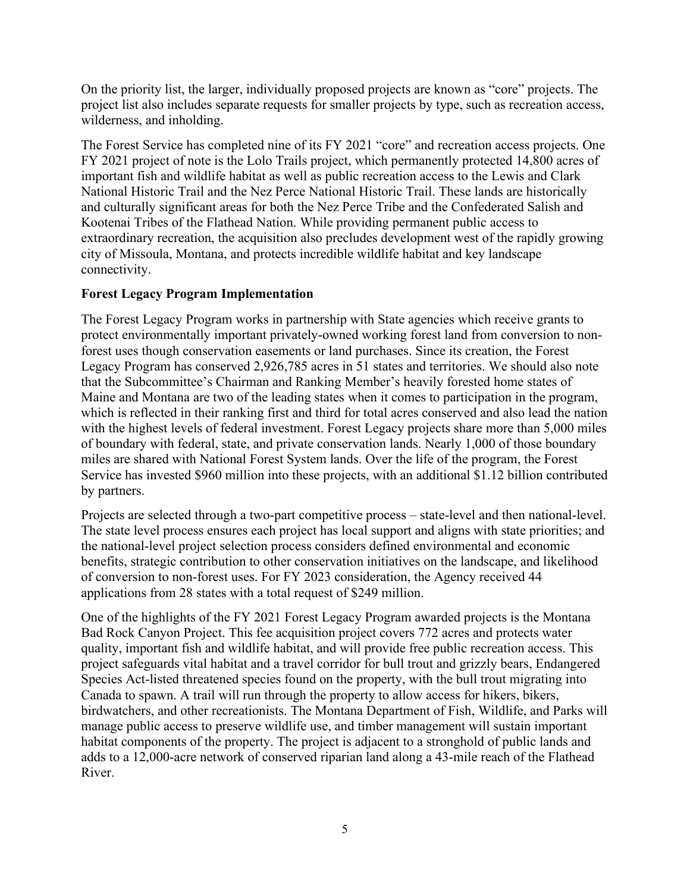On the priority list, the larger, individually proposed projects are known as "core" projects. The project list also includes separate requests for smaller projects by type, such as recreation access, wilderness, and inholding.

The Forest Service has completed nine of its FY 2021 "core" and recreation access projects. One FY 2021 project of note is the Lolo Trails project, which permanently protected 14,800 acres of important fish and wildlife habitat as well as public recreation access to the Lewis and Clark National Historic Trail and the Nez Perce National Historic Trail. These lands are historically and culturally significant areas for both the Nez Perce Tribe and the Confederated Salish and Kootenai Tribes of the Flathead Nation. While providing permanent public access to extraordinary recreation, the acquisition also precludes development west of the rapidly growing city of Missoula, Montana, and protects incredible wildlife habitat and key landscape connectivity.

**Forest Legacy Program Implementation**

The Forest Legacy Program works in partnership with State agencies which receive grants to protect environmentally important privately-owned working forest land from conversion to non-forest uses though conservation easements or land purchases. Since its creation, the Forest Legacy Program has conserved 2,926,785 acres in 51 states and territories. We should also note that the Subcommittee's Chairman and Ranking Member's heavily forested home states of Maine and Montana are two of the leading states when it comes to participation in the program, which is reflected in their ranking first and third for total acres conserved and also lead the nation with the highest levels of federal investment. Forest Legacy projects share more than 5,000 miles of boundary with federal, state, and private conservation lands. Nearly 1,000 of those boundary miles are shared with National Forest System lands. Over the life of the program, the Forest Service has invested $960 million into these projects, with an additional $1.12 billion contributed by partners.

Projects are selected through a two-part competitive process – state-level and then national-level. The state level process ensures each project has local support and aligns with state priorities; and the national-level project selection process considers defined environmental and economic benefits, strategic contribution to other conservation initiatives on the landscape, and likelihood of conversion to non-forest uses. For FY 2023 consideration, the Agency received 44 applications from 28 states with a total request of $249 million.

One of the highlights of the FY 2021 Forest Legacy Program awarded projects is the Montana Bad Rock Canyon Project. This fee acquisition project covers 772 acres and protects water quality, important fish and wildlife habitat, and will provide free public recreation access. This project safeguards vital habitat and a travel corridor for bull trout and grizzly bears, Endangered Species Act-listed threatened species found on the property, with the bull trout migrating into Canada to spawn. A trail will run through the property to allow access for hikers, bikers, birdwatchers, and other recreationists. The Montana Department of Fish, Wildlife, and Parks will manage public access to preserve wildlife use, and timber management will sustain important habitat components of the property. The project is adjacent to a stronghold of public lands and adds to a 12,000-acre network of conserved riparian land along a 43-mile reach of the Flathead River.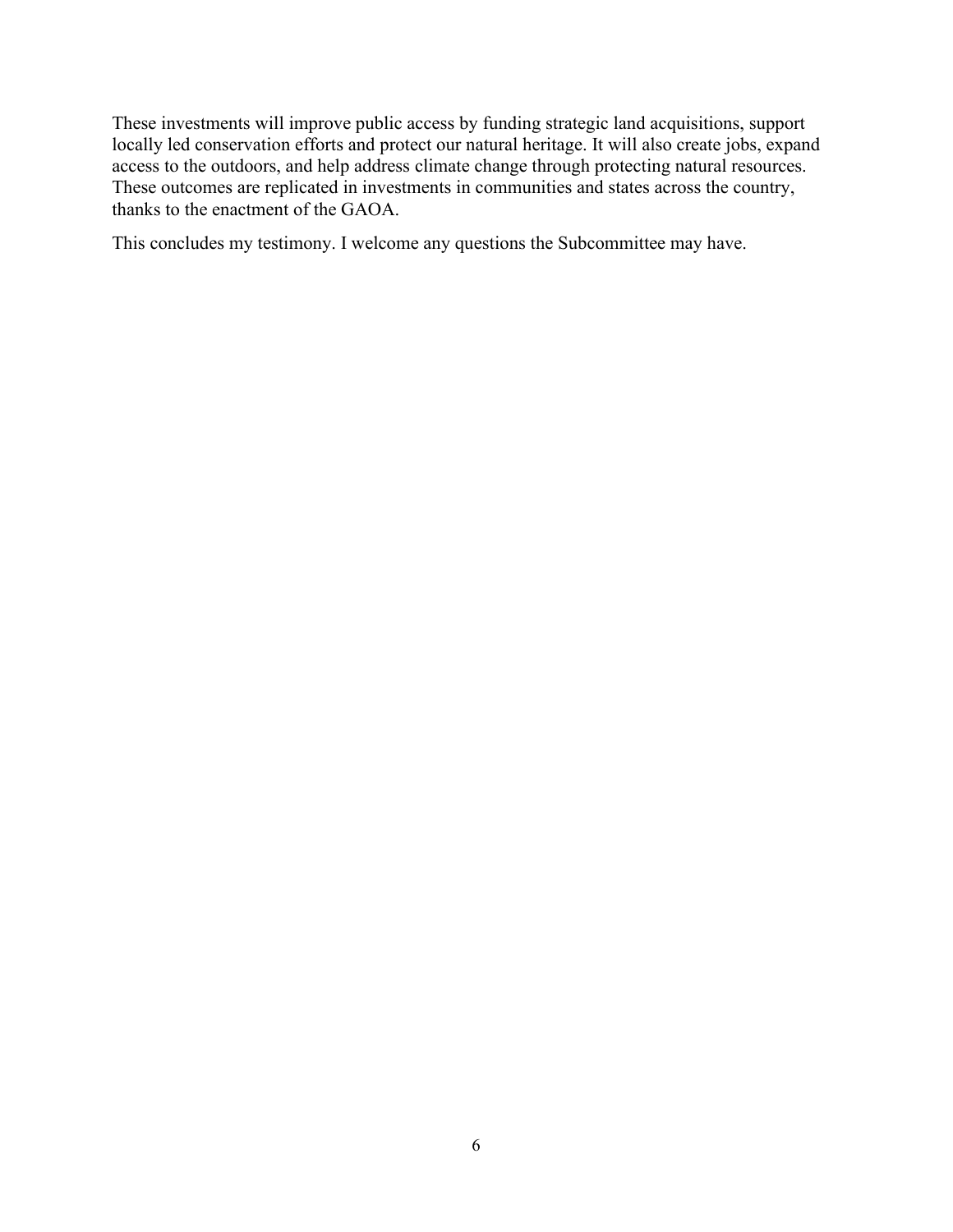These investments will improve public access by funding strategic land acquisitions, support locally led conservation efforts and protect our natural heritage. It will also create jobs, expand access to the outdoors, and help address climate change through protecting natural resources. These outcomes are replicated in investments in communities and states across the country, thanks to the enactment of the GAOA.

This concludes my testimony. I welcome any questions the Subcommittee may have.